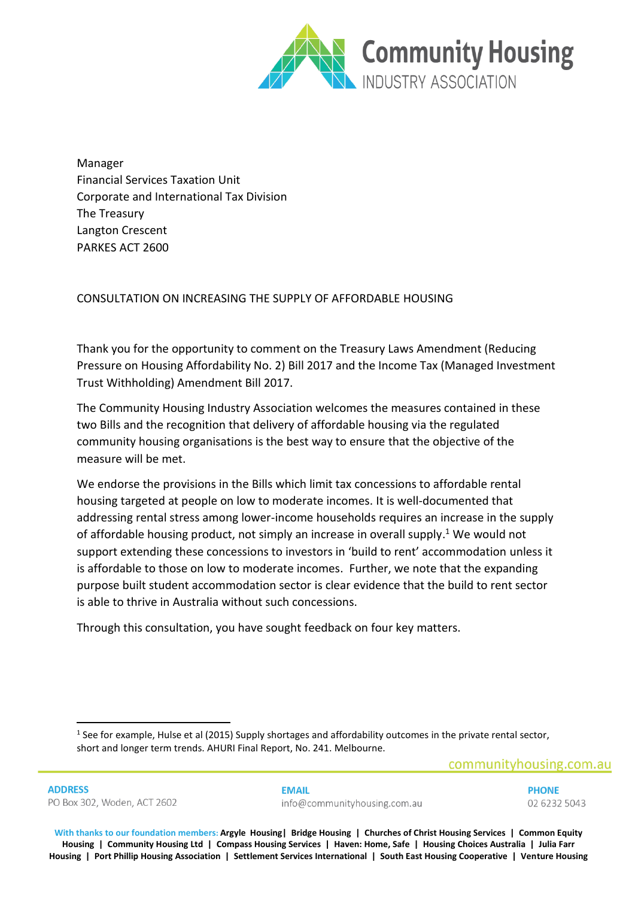Community Housing
INDUSTRY ASSOCIATION

Manager
Financial Services Taxation Unit
Corporate and International Tax Division
The Treasury
Langton Crescent
PARKES ACT 2600

CONSULTATION ON INCREASING THE SUPPLY OF AFFORDABLE HOUSING

Thank you for the opportunity to comment on the Treasury Laws Amendment (Reducing Pressure on Housing Affordability No. 2) Bill 2017 and the Income Tax (Managed Investment Trust Withholding) Amendment Bill 2017.

The Community Housing Industry Association welcomes the measures contained in these two Bills and the recognition that delivery of affordable housing via the regulated community housing organisations is the best way to ensure that the objective of the measure will be met.

We endorse the provisions in the Bills which limit tax concessions to affordable rental housing targeted at people on low to moderate incomes. It is well-documented that addressing rental stress among lower-income households requires an increase in the supply of affordable housing product, not simply an increase in overall supply.[1] We would not support extending these concessions to investors in 'build to rent' accommodation unless it is affordable to those on low to moderate incomes. Further, we note that the expanding purpose built student accommodation sector is clear evidence that the build to rent sector is able to thrive in Australia without such concessions.

Through this consultation, you have sought feedback on four key matters.

[1] See for example, Hulse et al (2015) Supply shortages and affordability outcomes in the private rental sector, short and longer term trends. AHURI Final Report, No. 241. Melbourne.

communityhousing.com.au

**ADDRESS**
PO Box 302, Woden, ACT 2602

**EMAIL**
info@communityhousing.com.au

**PHONE**
02 6232 5043

With thanks to our foundation members: **Argyle Housing | Bridge Housing | Churches of Christ Housing Services | Common Equity Housing | Community Housing Ltd | Compass Housing Services | Haven: Home, Safe | Housing Choices Australia | Julia Farr Housing | Port Phillip Housing Association | Settlement Services International | South East Housing Cooperative | Venture Housing**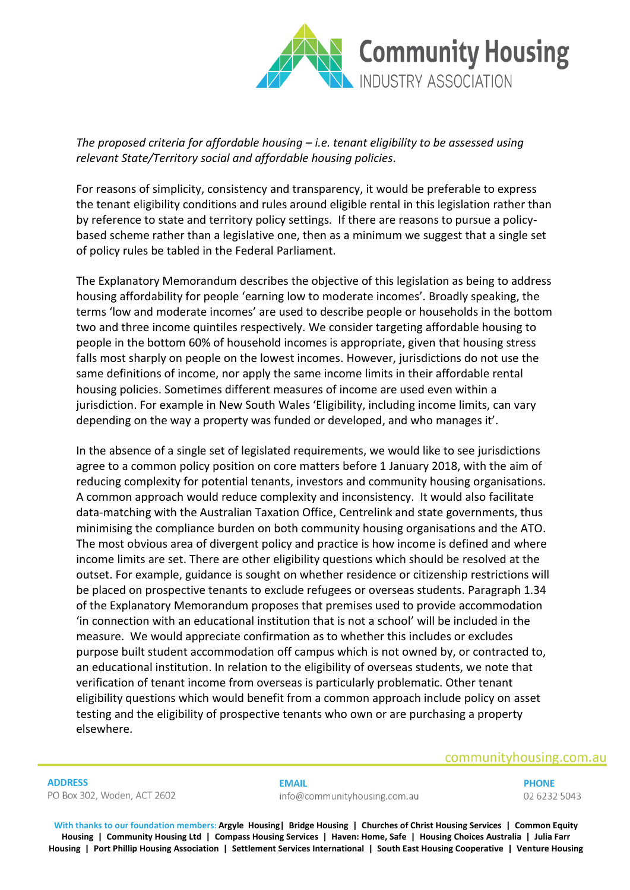*The proposed criteria for affordable housing – i.e. tenant eligibility to be assessed using relevant State/Territory social and affordable housing policies.*

For reasons of simplicity, consistency and transparency, it would be preferable to express the tenant eligibility conditions and rules around eligible rental in this legislation rather than by reference to state and territory policy settings. If there are reasons to pursue a policy-based scheme rather than a legislative one, then as a minimum we suggest that a single set of policy rules be tabled in the Federal Parliament.

The Explanatory Memorandum describes the objective of this legislation as being to address housing affordability for people 'earning low to moderate incomes'. Broadly speaking, the terms 'low and moderate incomes' are used to describe people or households in the bottom two and three income quintiles respectively. We consider targeting affordable housing to people in the bottom 60% of household incomes is appropriate, given that housing stress falls most sharply on people on the lowest incomes. However, jurisdictions do not use the same definitions of income, nor apply the same income limits in their affordable rental housing policies. Sometimes different measures of income are used even within a jurisdiction. For example in New South Wales 'Eligibility, including income limits, can vary depending on the way a property was funded or developed, and who manages it'.

In the absence of a single set of legislated requirements, we would like to see jurisdictions agree to a common policy position on core matters before 1 January 2018, with the aim of reducing complexity for potential tenants, investors and community housing organisations. A common approach would reduce complexity and inconsistency. It would also facilitate data-matching with the Australian Taxation Office, Centrelink and state governments, thus minimising the compliance burden on both community housing organisations and the ATO. The most obvious area of divergent policy and practice is how income is defined and where income limits are set. There are other eligibility questions which should be resolved at the outset. For example, guidance is sought on whether residence or citizenship restrictions will be placed on prospective tenants to exclude refugees or overseas students. Paragraph 1.34 of the Explanatory Memorandum proposes that premises used to provide accommodation 'in connection with an educational institution that is not a school' will be included in the measure. We would appreciate confirmation as to whether this includes or excludes purpose built student accommodation off campus which is not owned by, or contracted to, an educational institution. In relation to the eligibility of overseas students, we note that verification of tenant income from overseas is particularly problematic. Other tenant eligibility questions which would benefit from a common approach include policy on asset testing and the eligibility of prospective tenants who own or are purchasing a property elsewhere.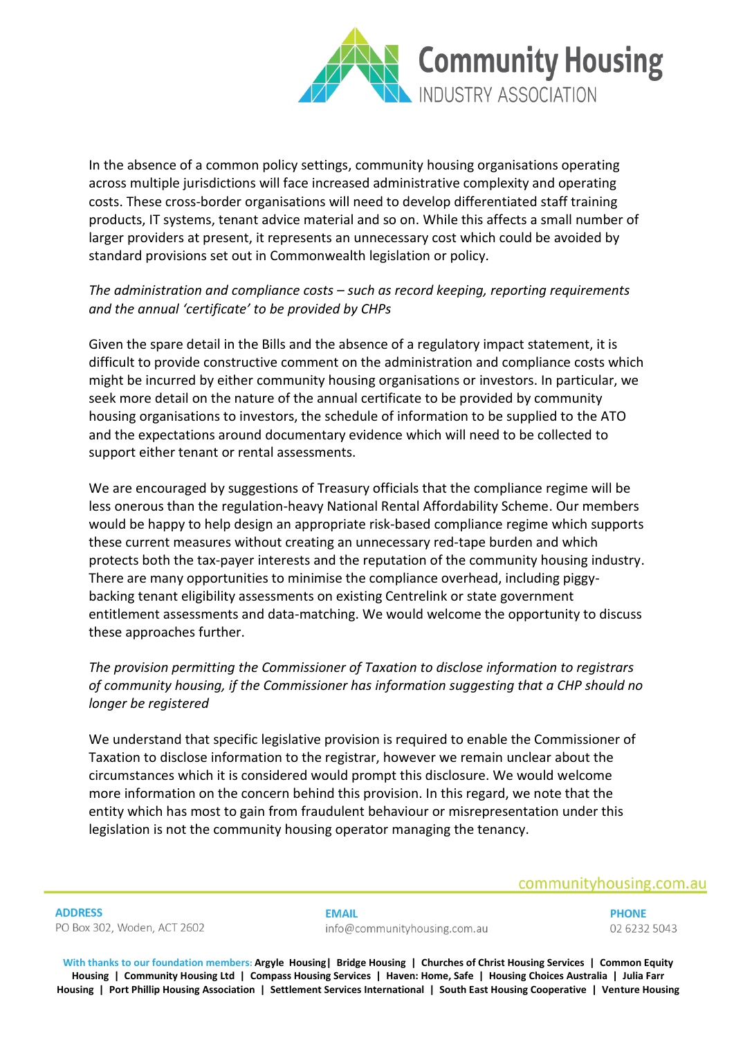In the absence of a common policy settings, community housing organisations operating across multiple jurisdictions will face increased administrative complexity and operating costs. These cross-border organisations will need to develop differentiated staff training products, IT systems, tenant advice material and so on. While this affects a small number of larger providers at present, it represents an unnecessary cost which could be avoided by standard provisions set out in Commonwealth legislation or policy.

*The administration and compliance costs – such as record keeping, reporting requirements and the annual 'certificate' to be provided by CHPs*

Given the spare detail in the Bills and the absence of a regulatory impact statement, it is difficult to provide constructive comment on the administration and compliance costs which might be incurred by either community housing organisations or investors. In particular, we seek more detail on the nature of the annual certificate to be provided by community housing organisations to investors, the schedule of information to be supplied to the ATO and the expectations around documentary evidence which will need to be collected to support either tenant or rental assessments.

We are encouraged by suggestions of Treasury officials that the compliance regime will be less onerous than the regulation-heavy National Rental Affordability Scheme. Our members would be happy to help design an appropriate risk-based compliance regime which supports these current measures without creating an unnecessary red-tape burden and which protects both the tax-payer interests and the reputation of the community housing industry. There are many opportunities to minimise the compliance overhead, including piggy-backing tenant eligibility assessments on existing Centrelink or state government entitlement assessments and data-matching. We would welcome the opportunity to discuss these approaches further.

*The provision permitting the Commissioner of Taxation to disclose information to registrars of community housing, if the Commissioner has information suggesting that a CHP should no longer be registered*

We understand that specific legislative provision is required to enable the Commissioner of Taxation to disclose information to the registrar, however we remain unclear about the circumstances which it is considered would prompt this disclosure. We would welcome more information on the concern behind this provision. In this regard, we note that the entity which has most to gain from fraudulent behaviour or misrepresentation under this legislation is not the community housing operator managing the tenancy.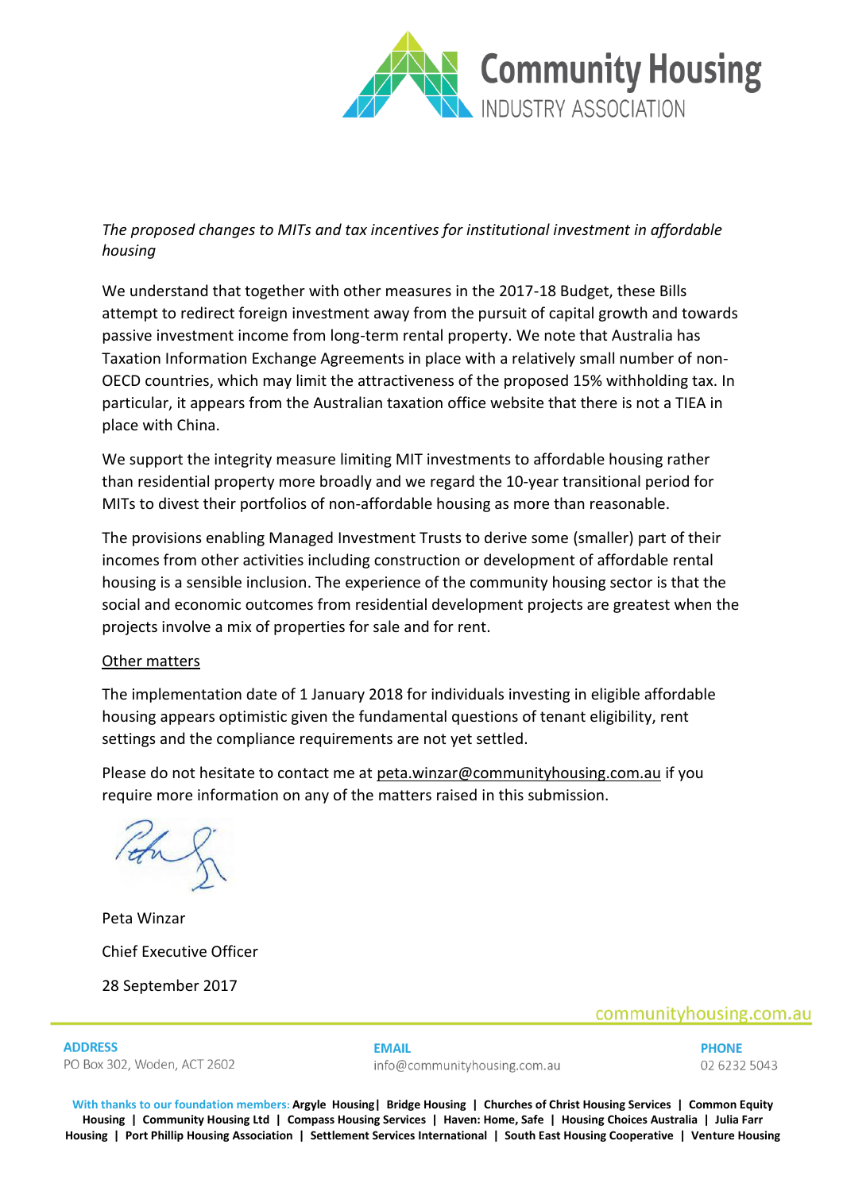*The proposed changes to MITs and tax incentives for institutional investment in affordable housing*

We understand that together with other measures in the 2017-18 Budget, these Bills attempt to redirect foreign investment away from the pursuit of capital growth and towards passive investment income from long-term rental property. We note that Australia has Taxation Information Exchange Agreements in place with a relatively small number of non-OECD countries, which may limit the attractiveness of the proposed 15% withholding tax. In particular, it appears from the Australian taxation office website that there is not a TIEA in place with China.

We support the integrity measure limiting MIT investments to affordable housing rather than residential property more broadly and we regard the 10-year transitional period for MITs to divest their portfolios of non-affordable housing as more than reasonable.

The provisions enabling Managed Investment Trusts to derive some (smaller) part of their incomes from other activities including construction or development of affordable rental housing is a sensible inclusion. The experience of the community housing sector is that the social and economic outcomes from residential development projects are greatest when the projects involve a mix of properties for sale and for rent.

Other matters

The implementation date of 1 January 2018 for individuals investing in eligible affordable housing appears optimistic given the fundamental questions of tenant eligibility, rent settings and the compliance requirements are not yet settled.

Please do not hesitate to contact me at peta.winzar@communityhousing.com.au if you require more information on any of the matters raised in this submission.

Peta Winzar

Chief Executive Officer

28 September 2017

communityhousing.com.au

**ADDRESS**
PO Box 302, Woden, ACT 2602

**EMAIL**
info@communityhousing.com.au

**PHONE**
02 6232 5043

With thanks to our foundation members: **Argyle Housing | Bridge Housing | Churches of Christ Housing Services | Common Equity Housing | Community Housing Ltd | Compass Housing Services | Haven: Home, Safe | Housing Choices Australia | Julia Farr Housing | Port Phillip Housing Association | Settlement Services International | South East Housing Cooperative | Venture Housing**